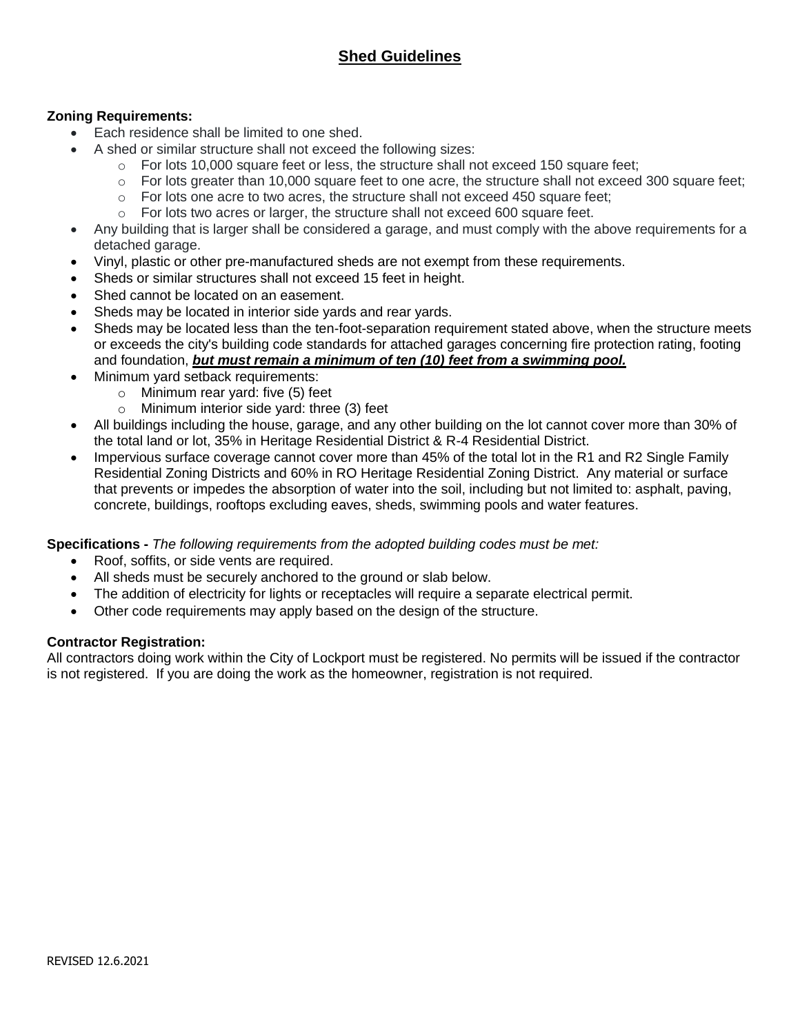# Shed Guidelines

**Zoning Requirements:**

- Each residence shall be limited to one shed.
- A shed or similar structure shall not exceed the following sizes:
    - For lots 10,000 square feet or less, the structure shall not exceed 150 square feet;
    - For lots greater than 10,000 square feet to one acre, the structure shall not exceed 300 square feet;
    - For lots one acre to two acres, the structure shall not exceed 450 square feet;
    - For lots two acres or larger, the structure shall not exceed 600 square feet.
- Any building that is larger shall be considered a garage, and must comply with the above requirements for a detached garage.
- Vinyl, plastic or other pre-manufactured sheds are not exempt from these requirements.
- Sheds or similar structures shall not exceed 15 feet in height.
- Shed cannot be located on an easement.
- Sheds may be located in interior side yards and rear yards.
- Sheds may be located less than the ten-foot-separation requirement stated above, when the structure meets or exceeds the city's building code standards for attached garages concerning fire protection rating, footing and foundation, ***but must remain a minimum of ten (10) feet from a swimming pool.***
- Minimum yard setback requirements:
    - Minimum rear yard: five (5) feet
    - Minimum interior side yard: three (3) feet
- All buildings including the house, garage, and any other building on the lot cannot cover more than 30% of the total land or lot, 35% in Heritage Residential District & R-4 Residential District.
- Impervious surface coverage cannot cover more than 45% of the total lot in the R1 and R2 Single Family Residential Zoning Districts and 60% in RO Heritage Residential Zoning District. Any material or surface that prevents or impedes the absorption of water into the soil, including but not limited to: asphalt, paving, concrete, buildings, rooftops excluding eaves, sheds, swimming pools and water features.

**Specifications -** *The following requirements from the adopted building codes must be met:*

- Roof, soffits, or side vents are required.
- All sheds must be securely anchored to the ground or slab below.
- The addition of electricity for lights or receptacles will require a separate electrical permit.
- Other code requirements may apply based on the design of the structure.

**Contractor Registration:**

All contractors doing work within the City of Lockport must be registered. No permits will be issued if the contractor is not registered. If you are doing the work as the homeowner, registration is not required.

REVISED 12.6.2021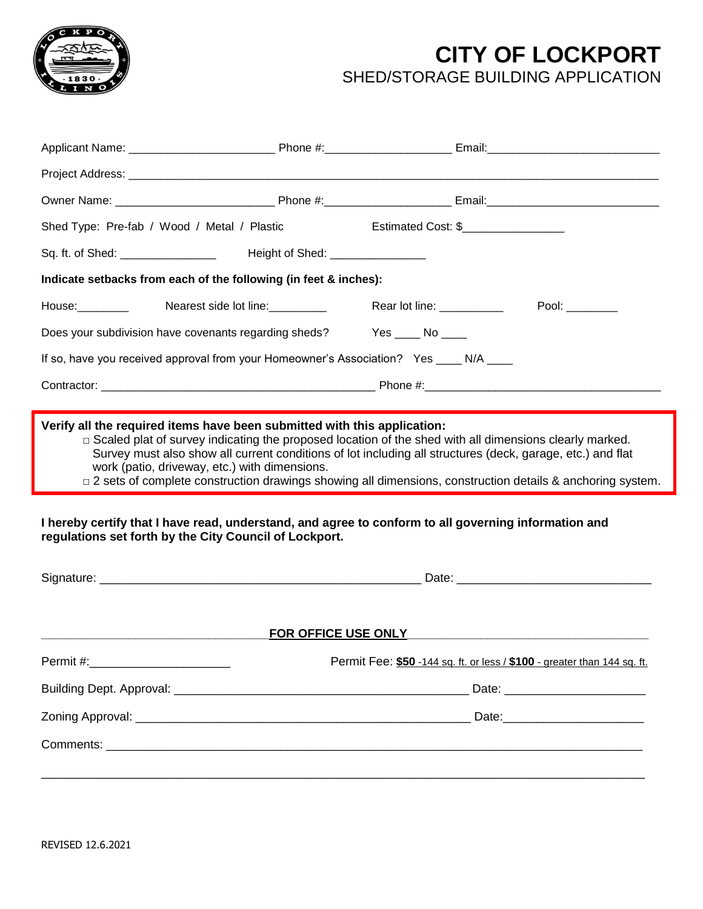# CITY OF LOCKPORT

## SHED/STORAGE BUILDING APPLICATION

Applicant Name: ______________________ Phone #:___________________ Email:__________________________

Project Address: ________________________________________________________________________________

Owner Name: ________________________ Phone #:___________________ Email:__________________________

Shed Type: Pre-fab / Wood / Metal / Plastic Estimated Cost: $_______________

Sq. ft. of Shed: ______________ Height of Shed: ______________

**Indicate setbacks from each of the following (in feet & inches):**

House:________ Nearest side lot line:_________ Rear lot line: __________ Pool: ________

Does your subdivision have covenants regarding sheds? Yes ____ No ____

If so, have you received approval from your Homeowner's Association? Yes ____ N/A ____

Contractor: __________________________________________ Phone #:____________________________________

**Verify all the required items have been submitted with this application:**

- □ Scaled plat of survey indicating the proposed location of the shed with all dimensions clearly marked. Survey must also show all current conditions of lot including all structures (deck, garage, etc.) and flat work (patio, driveway, etc.) with dimensions.
- □ 2 sets of complete construction drawings showing all dimensions, construction details & anchoring system.

**I hereby certify that I have read, understand, and agree to conform to all governing information and regulations set forth by the City Council of Lockport.**

Signature: ________________________________________________ Date: ____________________________

**FOR OFFICE USE ONLY**

Permit #:_____________________ Permit Fee: **$50** -144 sq. ft. or less / **$100** - greater than 144 sq. ft.

Building Dept. Approval: ____________________________________________ Date: ____________________

Zoning Approval: __________________________________________________ Date:____________________

Comments: ______________________________________________________________________________

_________________________________________________________________________________________

REVISED 12.6.2021